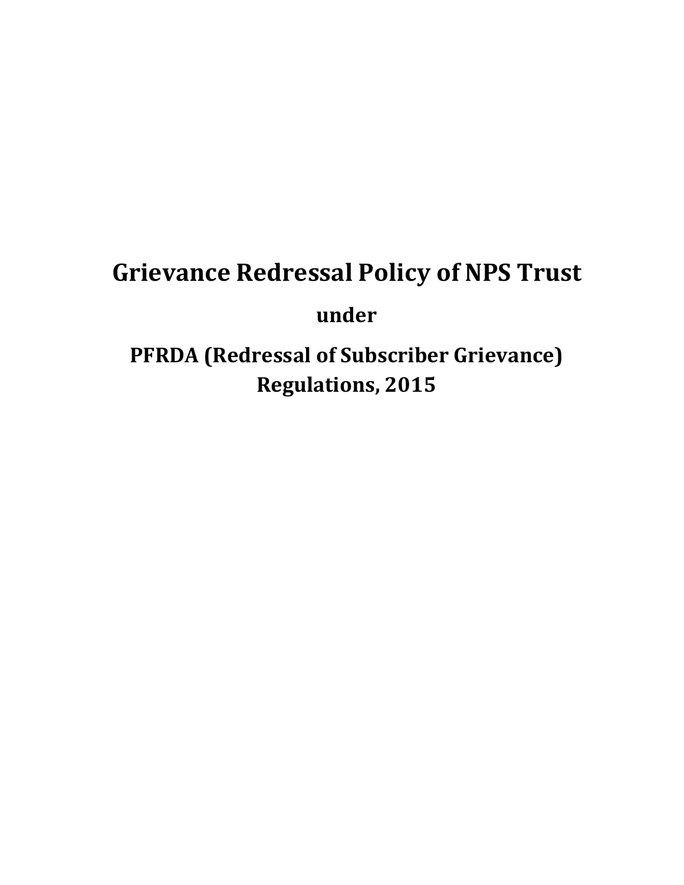# Grievance Redressal Policy of NPS Trust

**under**

## PFRDA (Redressal of Subscriber Grievance) Regulations, 2015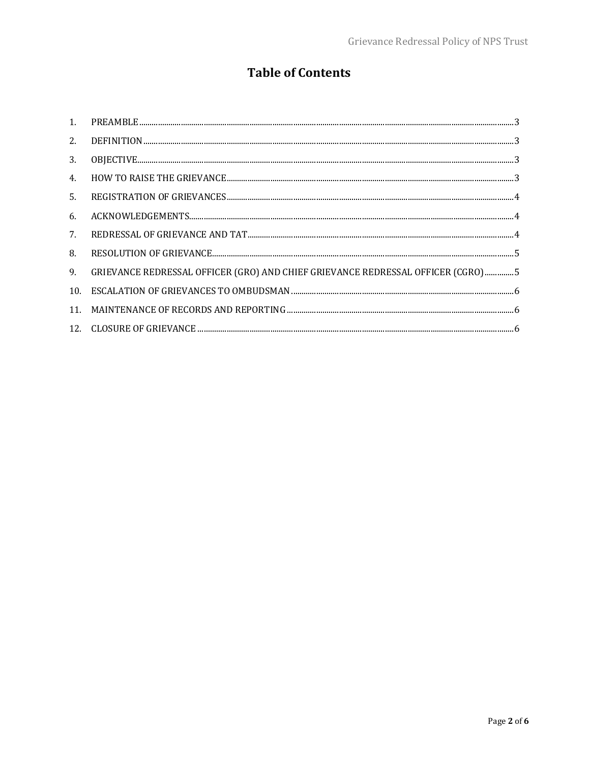# Table of Contents

1. PREAMBLE ..... 3
2. DEFINITION ..... 3
3. OBJECTIVE ..... 3
4. HOW TO RAISE THE GRIEVANCE ..... 3
5. REGISTRATION OF GRIEVANCES ..... 4
6. ACKNOWLEDGEMENTS ..... 4
7. REDRESSAL OF GRIEVANCE AND TAT ..... 4
8. RESOLUTION OF GRIEVANCE ..... 5
9. GRIEVANCE REDRESSAL OFFICER (GRO) AND CHIEF GRIEVANCE REDRESSAL OFFICER (CGRO) ..... 5
10. ESCALATION OF GRIEVANCES TO OMBUDSMAN ..... 6
11. MAINTENANCE OF RECORDS AND REPORTING ..... 6
12. CLOSURE OF GRIEVANCE ..... 6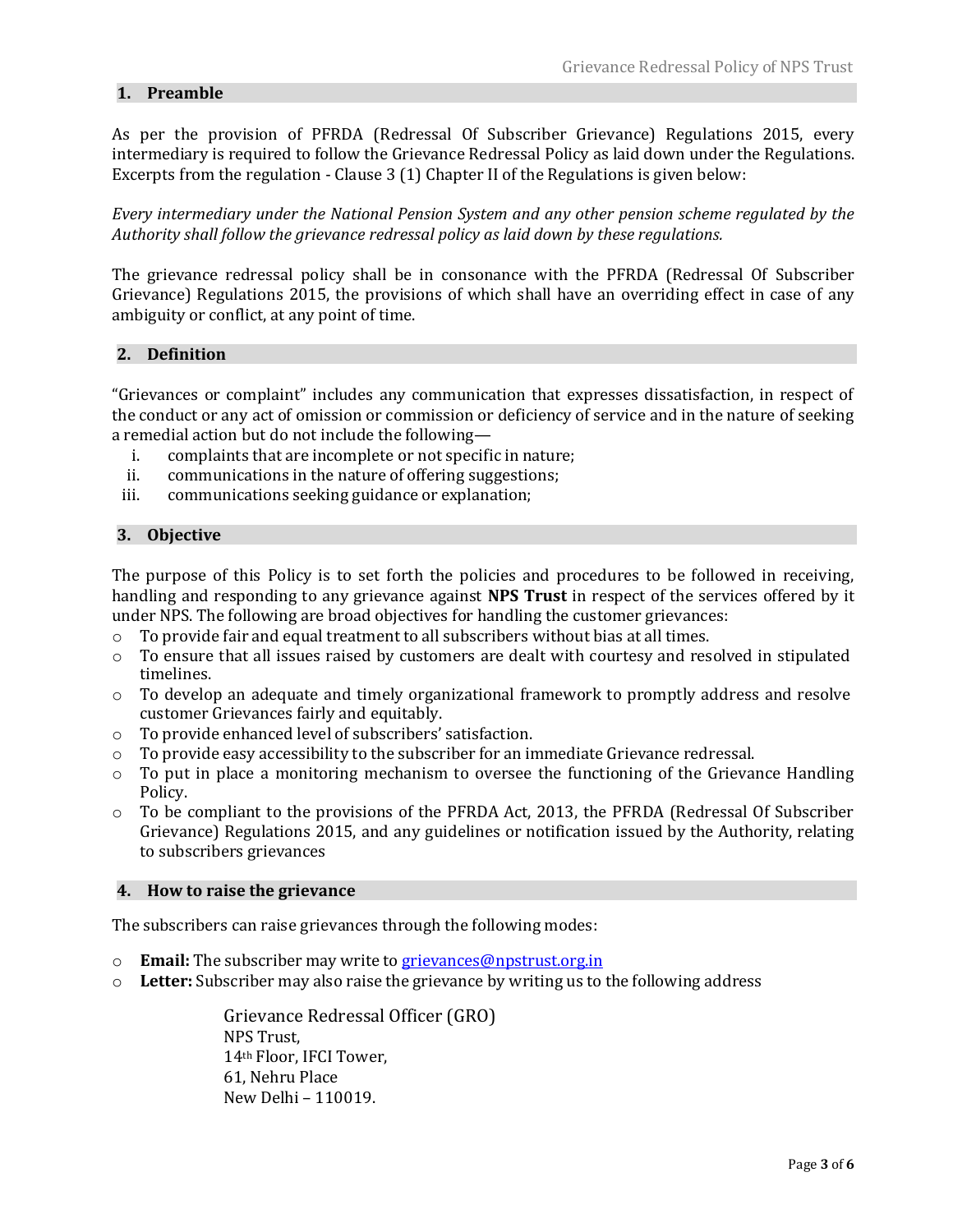## 1. Preamble

As per the provision of PFRDA (Redressal Of Subscriber Grievance) Regulations 2015, every intermediary is required to follow the Grievance Redressal Policy as laid down under the Regulations. Excerpts from the regulation - Clause 3 (1) Chapter II of the Regulations is given below:

*Every intermediary under the National Pension System and any other pension scheme regulated by the Authority shall follow the grievance redressal policy as laid down by these regulations.*

The grievance redressal policy shall be in consonance with the PFRDA (Redressal Of Subscriber Grievance) Regulations 2015, the provisions of which shall have an overriding effect in case of any ambiguity or conflict, at any point of time.

## 2. Definition

"Grievances or complaint" includes any communication that expresses dissatisfaction, in respect of the conduct or any act of omission or commission or deficiency of service and in the nature of seeking a remedial action but do not include the following—

i. complaints that are incomplete or not specific in nature;
ii. communications in the nature of offering suggestions;
iii. communications seeking guidance or explanation;

## 3. Objective

The purpose of this Policy is to set forth the policies and procedures to be followed in receiving, handling and responding to any grievance against **NPS Trust** in respect of the services offered by it under NPS. The following are broad objectives for handling the customer grievances:

- To provide fair and equal treatment to all subscribers without bias at all times.
- To ensure that all issues raised by customers are dealt with courtesy and resolved in stipulated timelines.
- To develop an adequate and timely organizational framework to promptly address and resolve customer Grievances fairly and equitably.
- To provide enhanced level of subscribers' satisfaction.
- To provide easy accessibility to the subscriber for an immediate Grievance redressal.
- To put in place a monitoring mechanism to oversee the functioning of the Grievance Handling Policy.
- To be compliant to the provisions of the PFRDA Act, 2013, the PFRDA (Redressal Of Subscriber Grievance) Regulations 2015, and any guidelines or notification issued by the Authority, relating to subscribers grievances

## 4. How to raise the grievance

The subscribers can raise grievances through the following modes:

- **Email:** The subscriber may write to grievances@npstrust.org.in
- **Letter:** Subscriber may also raise the grievance by writing us to the following address

  Grievance Redressal Officer (GRO)
  NPS Trust,
  14th Floor, IFCI Tower,
  61, Nehru Place
  New Delhi – 110019.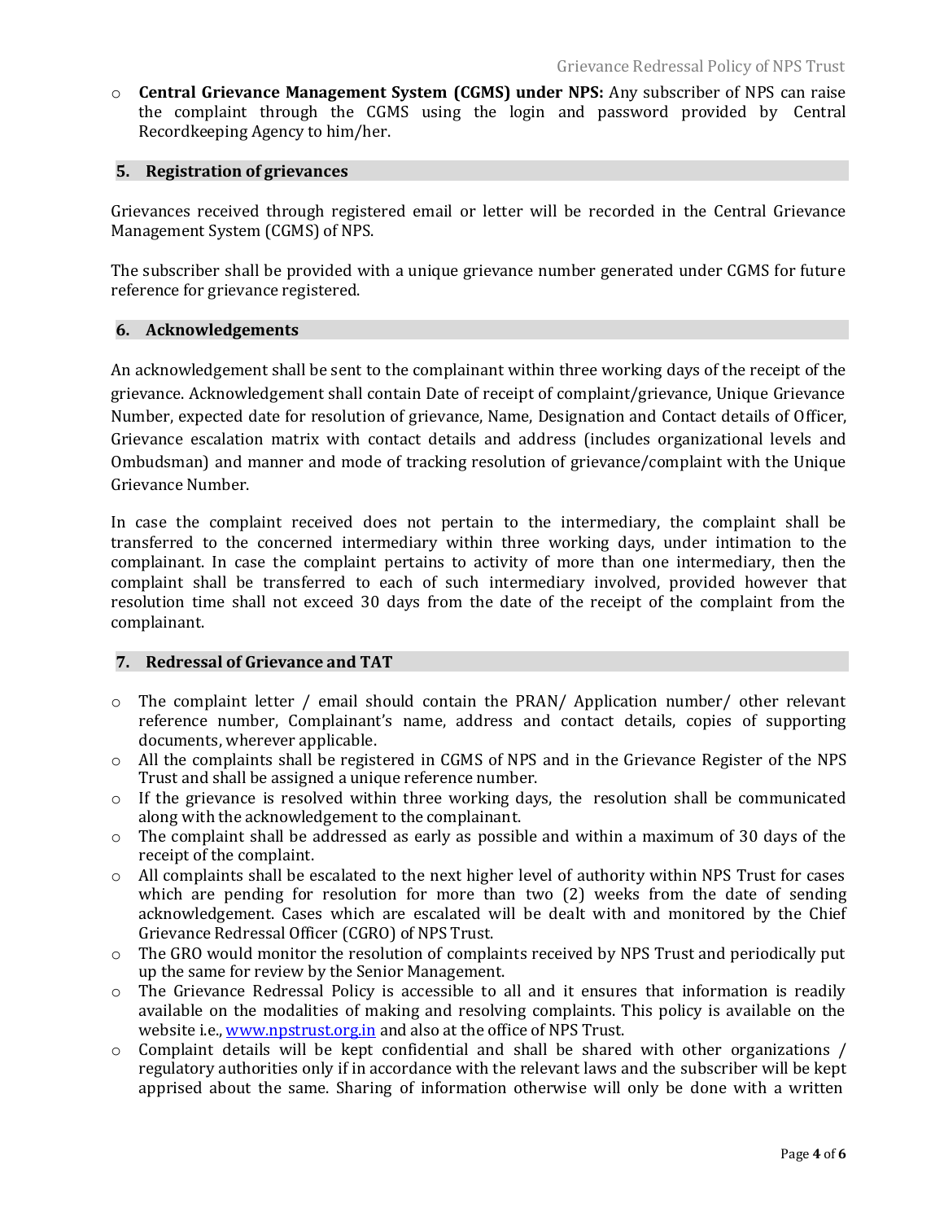- **Central Grievance Management System (CGMS) under NPS:** Any subscriber of NPS can raise the complaint through the CGMS using the login and password provided by Central Recordkeeping Agency to him/her.

## 5. Registration of grievances

Grievances received through registered email or letter will be recorded in the Central Grievance Management System (CGMS) of NPS.

The subscriber shall be provided with a unique grievance number generated under CGMS for future reference for grievance registered.

## 6. Acknowledgements

An acknowledgement shall be sent to the complainant within three working days of the receipt of the grievance. Acknowledgement shall contain Date of receipt of complaint/grievance, Unique Grievance Number, expected date for resolution of grievance, Name, Designation and Contact details of Officer, Grievance escalation matrix with contact details and address (includes organizational levels and Ombudsman) and manner and mode of tracking resolution of grievance/complaint with the Unique Grievance Number.

In case the complaint received does not pertain to the intermediary, the complaint shall be transferred to the concerned intermediary within three working days, under intimation to the complainant. In case the complaint pertains to activity of more than one intermediary, then the complaint shall be transferred to each of such intermediary involved, provided however that resolution time shall not exceed 30 days from the date of the receipt of the complaint from the complainant.

## 7. Redressal of Grievance and TAT

- The complaint letter / email should contain the PRAN/ Application number/ other relevant reference number, Complainant's name, address and contact details, copies of supporting documents, wherever applicable.
- All the complaints shall be registered in CGMS of NPS and in the Grievance Register of the NPS Trust and shall be assigned a unique reference number.
- If the grievance is resolved within three working days, the resolution shall be communicated along with the acknowledgement to the complainant.
- The complaint shall be addressed as early as possible and within a maximum of 30 days of the receipt of the complaint.
- All complaints shall be escalated to the next higher level of authority within NPS Trust for cases which are pending for resolution for more than two (2) weeks from the date of sending acknowledgement. Cases which are escalated will be dealt with and monitored by the Chief Grievance Redressal Officer (CGRO) of NPS Trust.
- The GRO would monitor the resolution of complaints received by NPS Trust and periodically put up the same for review by the Senior Management.
- The Grievance Redressal Policy is accessible to all and it ensures that information is readily available on the modalities of making and resolving complaints. This policy is available on the website i.e., [www.npstrust.org.in](http://www.npstrust.org.in) and also at the office of NPS Trust.
- Complaint details will be kept confidential and shall be shared with other organizations / regulatory authorities only if in accordance with the relevant laws and the subscriber will be kept apprised about the same. Sharing of information otherwise will only be done with a written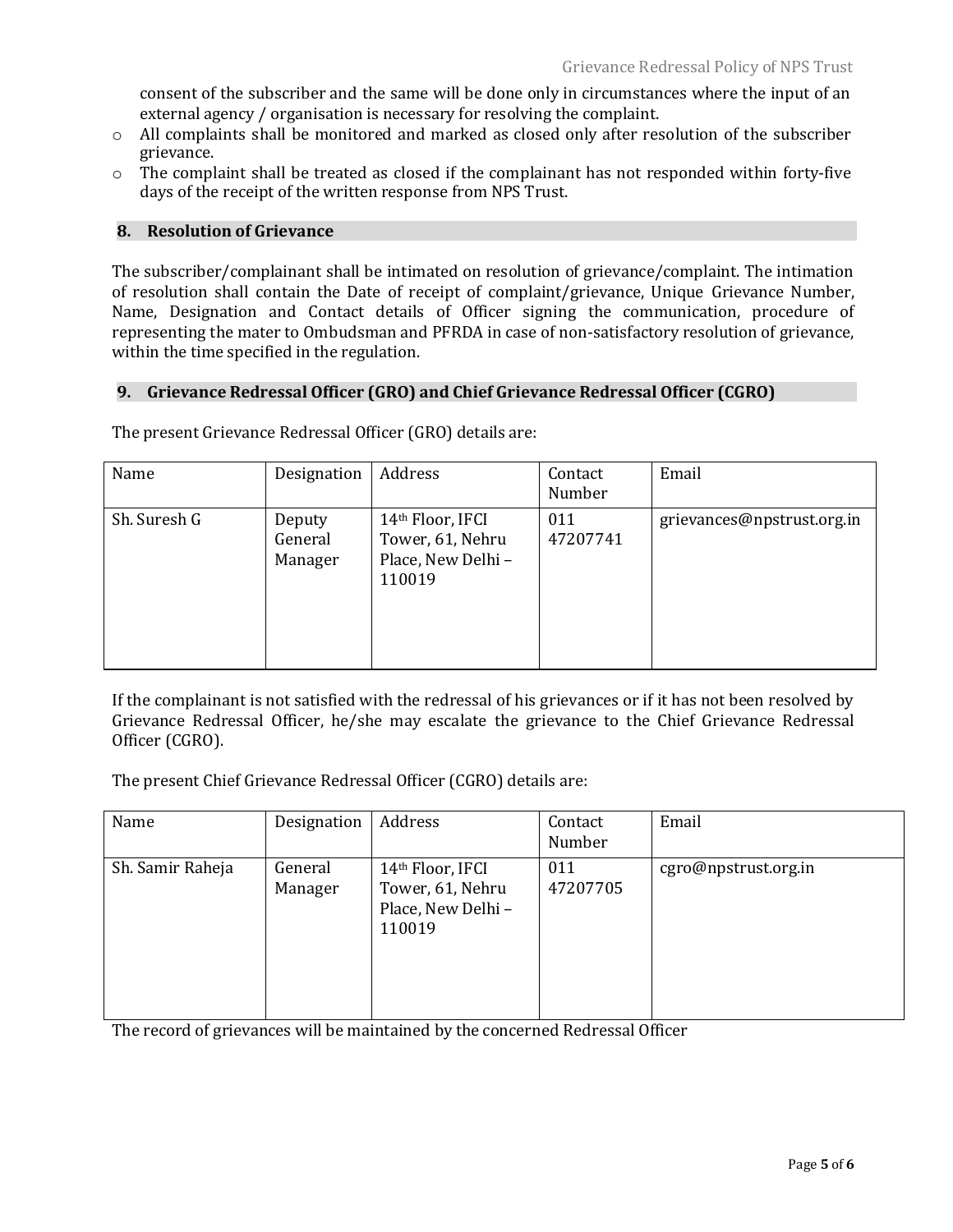consent of the subscriber and the same will be done only in circumstances where the input of an external agency / organisation is necessary for resolving the complaint.

- All complaints shall be monitored and marked as closed only after resolution of the subscriber grievance.
- The complaint shall be treated as closed if the complainant has not responded within forty-five days of the receipt of the written response from NPS Trust.

## 8. Resolution of Grievance

The subscriber/complainant shall be intimated on resolution of grievance/complaint. The intimation of resolution shall contain the Date of receipt of complaint/grievance, Unique Grievance Number, Name, Designation and Contact details of Officer signing the communication, procedure of representing the mater to Ombudsman and PFRDA in case of non-satisfactory resolution of grievance, within the time specified in the regulation.

## 9. Grievance Redressal Officer (GRO) and Chief Grievance Redressal Officer (CGRO)

The present Grievance Redressal Officer (GRO) details are:

| Name | Designation | Address | Contact Number | Email |
|---|---|---|---|---|
| Sh. Suresh G | Deputy General Manager | 14th Floor, IFCI Tower, 61, Nehru Place, New Delhi – 110019 | 011 47207741 | grievances@npstrust.org.in |

If the complainant is not satisfied with the redressal of his grievances or if it has not been resolved by Grievance Redressal Officer, he/she may escalate the grievance to the Chief Grievance Redressal Officer (CGRO).

The present Chief Grievance Redressal Officer (CGRO) details are:

| Name | Designation | Address | Contact Number | Email |
|---|---|---|---|---|
| Sh. Samir Raheja | General Manager | 14th Floor, IFCI Tower, 61, Nehru Place, New Delhi – 110019 | 011 47207705 | cgro@npstrust.org.in |

The record of grievances will be maintained by the concerned Redressal Officer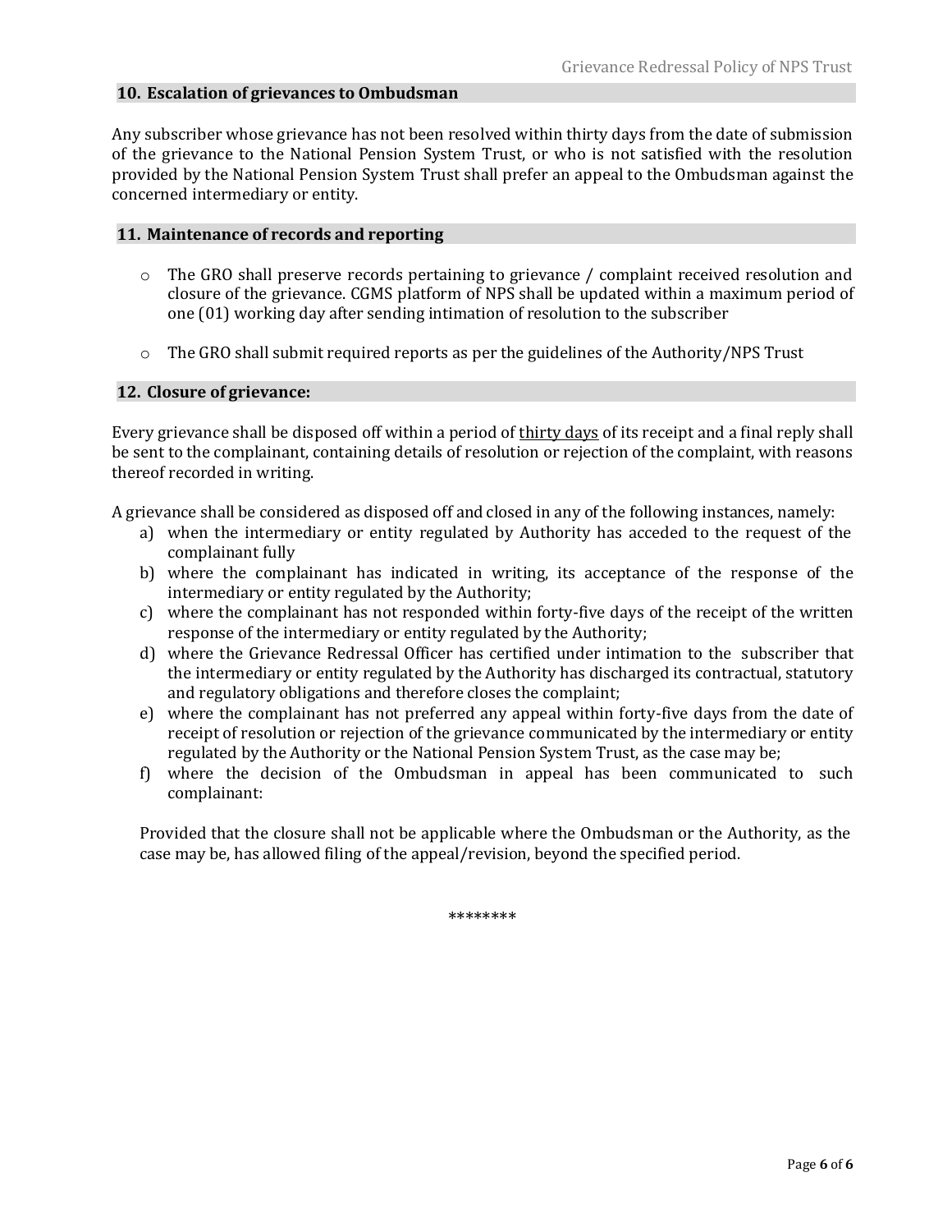## 10. Escalation of grievances to Ombudsman

Any subscriber whose grievance has not been resolved within thirty days from the date of submission of the grievance to the National Pension System Trust, or who is not satisfied with the resolution provided by the National Pension System Trust shall prefer an appeal to the Ombudsman against the concerned intermediary or entity.

## 11. Maintenance of records and reporting

- The GRO shall preserve records pertaining to grievance / complaint received resolution and closure of the grievance. CGMS platform of NPS shall be updated within a maximum period of one (01) working day after sending intimation of resolution to the subscriber

- The GRO shall submit required reports as per the guidelines of the Authority/NPS Trust

## 12. Closure of grievance:

Every grievance shall be disposed off within a period of <u>thirty days</u> of its receipt and a final reply shall be sent to the complainant, containing details of resolution or rejection of the complaint, with reasons thereof recorded in writing.

A grievance shall be considered as disposed off and closed in any of the following instances, namely:

a) when the intermediary or entity regulated by Authority has acceded to the request of the complainant fully
b) where the complainant has indicated in writing, its acceptance of the response of the intermediary or entity regulated by the Authority;
c) where the complainant has not responded within forty-five days of the receipt of the written response of the intermediary or entity regulated by the Authority;
d) where the Grievance Redressal Officer has certified under intimation to the subscriber that the intermediary or entity regulated by the Authority has discharged its contractual, statutory and regulatory obligations and therefore closes the complaint;
e) where the complainant has not preferred any appeal within forty-five days from the date of receipt of resolution or rejection of the grievance communicated by the intermediary or entity regulated by the Authority or the National Pension System Trust, as the case may be;
f) where the decision of the Ombudsman in appeal has been communicated to such complainant:

Provided that the closure shall not be applicable where the Ombudsman or the Authority, as the case may be, has allowed filing of the appeal/revision, beyond the specified period.

********